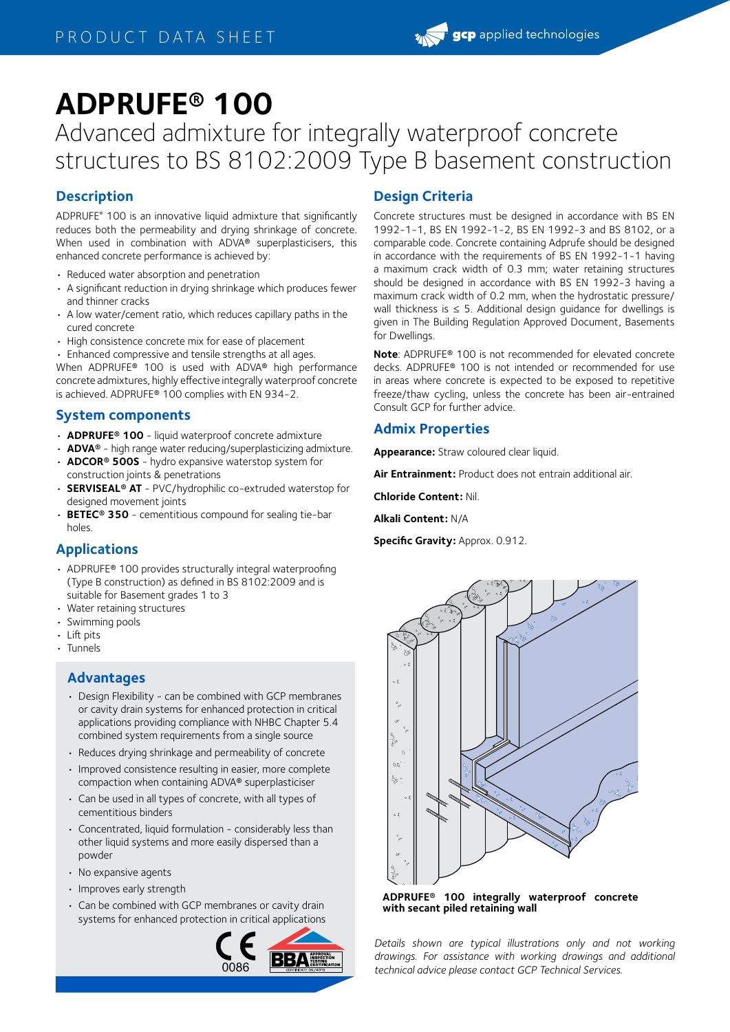# ADPRUFE® 100

## Advanced admixture for integrally waterproof concrete structures to BS 8102:2009 Type B basement construction

## Description

ADPRUFE® 100 is an innovative liquid admixture that significantly reduces both the permeability and drying shrinkage of concrete. When used in combination with ADVA® superplasticisers, this enhanced concrete performance is achieved by:

- Reduced water absorption and penetration
- A significant reduction in drying shrinkage which produces fewer and thinner cracks
- A low water/cement ratio, which reduces capillary paths in the cured concrete
- High consistence concrete mix for ease of placement
- Enhanced compressive and tensile strengths at all ages.

When ADPRUFE® 100 is used with ADVA® high performance concrete admixtures, highly effective integrally waterproof concrete is achieved. ADPRUFE® 100 complies with EN 934-2.

## System components

- **ADPRUFE® 100** - liquid waterproof concrete admixture
- **ADVA®** - high range water reducing/superplasticizing admixture.
- **ADCOR® 500S** - hydro expansive waterstop system for construction joints & penetrations
- **SERVISEAL® AT** - PVC/hydrophilic co-extruded waterstop for designed movement joints
- **BETEC® 350** - cementitious compound for sealing tie-bar holes.

## Applications

- ADPRUFE® 100 provides structurally integral waterproofing (Type B construction) as defined in BS 8102:2009 and is suitable for Basement grades 1 to 3
- Water retaining structures
- Swimming pools
- Lift pits
- Tunnels

## Advantages

- Design Flexibility - can be combined with GCP membranes or cavity drain systems for enhanced protection in critical applications providing compliance with NHBC Chapter 5.4 combined system requirements from a single source
- Reduces drying shrinkage and permeability of concrete
- Improved consistence resulting in easier, more complete compaction when containing ADVA® superplasticiser
- Can be used in all types of concrete, with all types of cementitious binders
- Concentrated, liquid formulation - considerably less than other liquid systems and more easily dispersed than a powder
- No expansive agents
- Improves early strength
- Can be combined with GCP membranes or cavity drain systems for enhanced protection in critical applications

## Design Criteria

Concrete structures must be designed in accordance with BS EN 1992-1-1, BS EN 1992-1-2, BS EN 1992-3 and BS 8102, or a comparable code. Concrete containing Adprufe should be designed in accordance with the requirements of BS EN 1992-1-1 having a maximum crack width of 0.3 mm; water retaining structures should be designed in accordance with BS EN 1992-3 having a maximum crack width of 0.2 mm, when the hydrostatic pressure/wall thickness is ≤ 5. Additional design guidance for dwellings is given in The Building Regulation Approved Document, Basements for Dwellings.

**Note**: ADPRUFE® 100 is not recommended for elevated concrete decks. ADPRUFE® 100 is not intended or recommended for use in areas where concrete is expected to be exposed to repetitive freeze/thaw cycling, unless the concrete has been air-entrained Consult GCP for further advice.

## Admix Properties

**Appearance:** Straw coloured clear liquid.

**Air Entrainment:** Product does not entrain additional air.

**Chloride Content:** Nil.

**Alkali Content:** N/A

**Specific Gravity:** Approx. 0.912.

**ADPRUFE® 100 integrally waterproof concrete with secant piled retaining wall**

*Details shown are typical illustrations only and not working drawings. For assistance with working drawings and additional technical advice please contact GCP Technical Services.*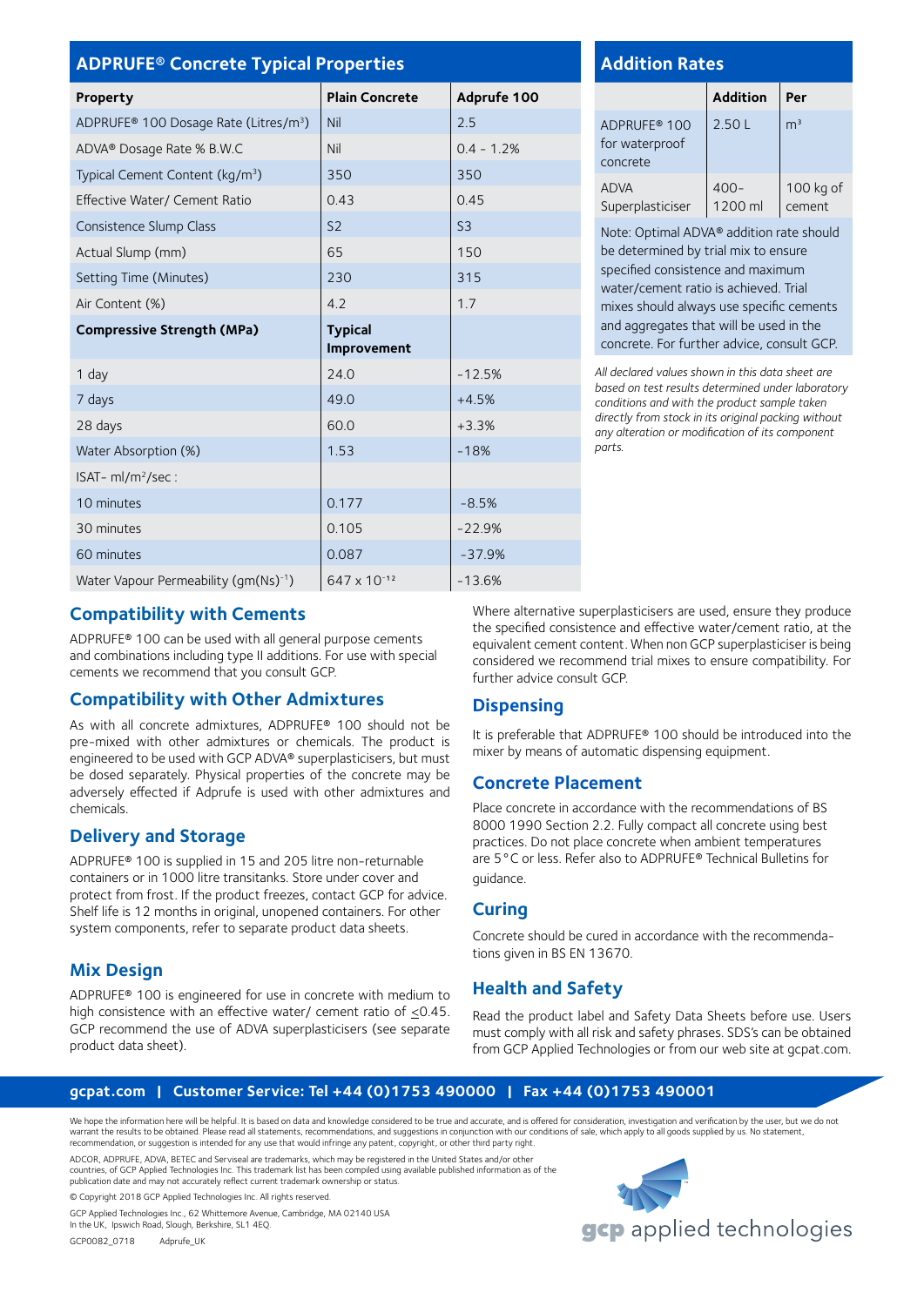## ADPRUFE® Concrete Typical Properties

| Property | Plain Concrete | Adprufe 100 |
|---|---|---|
| ADPRUFE® 100 Dosage Rate (Litres/m$^3$) | Nil | 2.5 |
| ADVA® Dosage Rate % B.W.C | Nil | 0.4 - 1.2% |
| Typical Cement Content (kg/m$^3$) | 350 | 350 |
| Effective Water/ Cement Ratio | 0.43 | 0.45 |
| Consistence Slump Class | S2 | S3 |
| Actual Slump (mm) | 65 | 150 |
| Setting Time (Minutes) | 230 | 315 |
| Air Content (%) | 4.2 | 1.7 |
| **Compressive Strength (MPa)** | **Typical Improvement** | |
| 1 day | 24.0 | -12.5% |
| 7 days | 49.0 | +4.5% |
| 28 days | 60.0 | +3.3% |
| Water Absorption (%) | 1.53 | -18% |
| ISAT- ml/m$^2$/sec : | | |
| 10 minutes | 0.177 | -8.5% |
| 30 minutes | 0.105 | -22.9% |
| 60 minutes | 0.087 | -37.9% |
| Water Vapour Permeability (gm(Ns)$^{-1}$) | 647 x $10^{-12}$ | -13.6% |

## Addition Rates

| | Addition | Per |
|---|---|---|
| ADPRUFE® 100 for waterproof concrete | 2.50 L | m$^3$ |
| ADVA Superplasticiser | 400-1200 ml | 100 kg of cement |

Note: Optimal ADVA® addition rate should be determined by trial mix to ensure specified consistence and maximum water/cement ratio is achieved. Trial mixes should always use specific cements and aggregates that will be used in the concrete. For further advice, consult GCP.

*All declared values shown in this data sheet are based on test results determined under laboratory conditions and with the product sample taken directly from stock in its original packing without any alteration or modification of its component parts.*

## Compatibility with Cements

ADPRUFE® 100 can be used with all general purpose cements and combinations including type II additions. For use with special cements we recommend that you consult GCP.

## Compatibility with Other Admixtures

As with all concrete admixtures, ADPRUFE® 100 should not be pre-mixed with other admixtures or chemicals. The product is engineered to be used with GCP ADVA® superplasticisers, but must be dosed separately. Physical properties of the concrete may be adversely effected if Adprufe is used with other admixtures and chemicals.

## Delivery and Storage

ADPRUFE® 100 is supplied in 15 and 205 litre non-returnable containers or in 1000 litre transitanks. Store under cover and protect from frost. If the product freezes, contact GCP for advice. Shelf life is 12 months in original, unopened containers. For other system components, refer to separate product data sheets.

## Mix Design

ADPRUFE® 100 is engineered for use in concrete with medium to high consistence with an effective water/ cement ratio of $\leq$0.45. GCP recommend the use of ADVA superplasticisers (see separate product data sheet).

Where alternative superplasticisers are used, ensure they produce the specified consistence and effective water/cement ratio, at the equivalent cement content. When non GCP superplasticiser is being considered we recommend trial mixes to ensure compatibility. For further advice consult GCP.

## Dispensing

It is preferable that ADPRUFE® 100 should be introduced into the mixer by means of automatic dispensing equipment.

## Concrete Placement

Place concrete in accordance with the recommendations of BS 8000 1990 Section 2.2. Fully compact all concrete using best practices. Do not place concrete when ambient temperatures are 5°C or less. Refer also to ADPRUFE® Technical Bulletins for guidance.

## Curing

Concrete should be cured in accordance with the recommendations given in BS EN 13670.

## Health and Safety

Read the product label and Safety Data Sheets before use. Users must comply with all risk and safety phrases. SDS's can be obtained from GCP Applied Technologies or from our web site at gcpat.com.

**gcpat.com | Customer Service: Tel +44 (0)1753 490000 | Fax +44 (0)1753 490001**

We hope the information here will be helpful. It is based on data and knowledge considered to be true and accurate, and is offered for consideration, investigation and verification by the user, but we do not warrant the results to be obtained. Please read all statements, recommendations, and suggestions in conjunction with our conditions of sale, which apply to all goods supplied by us. No statement, recommendation, or suggestion is intended for any use that would infringe any patent, copyright, or other third party right.

ADCOR, ADPRUFE, ADVA, BETEC and Serviseal are trademarks, which may be registered in the United States and/or other countries, of GCP Applied Technologies Inc. This trademark list has been compiled using available published information as of the publication date and may not accurately reflect current trademark ownership or status.

© Copyright 2018 GCP Applied Technologies Inc. All rights reserved.

GCP Applied Technologies Inc., 62 Whittemore Avenue, Cambridge, MA 02140 USA
In the UK, Ipswich Road, Slough, Berkshire, SL1 4EQ.

GCP0082_0718 Adprufe_UK

gcp applied technologies